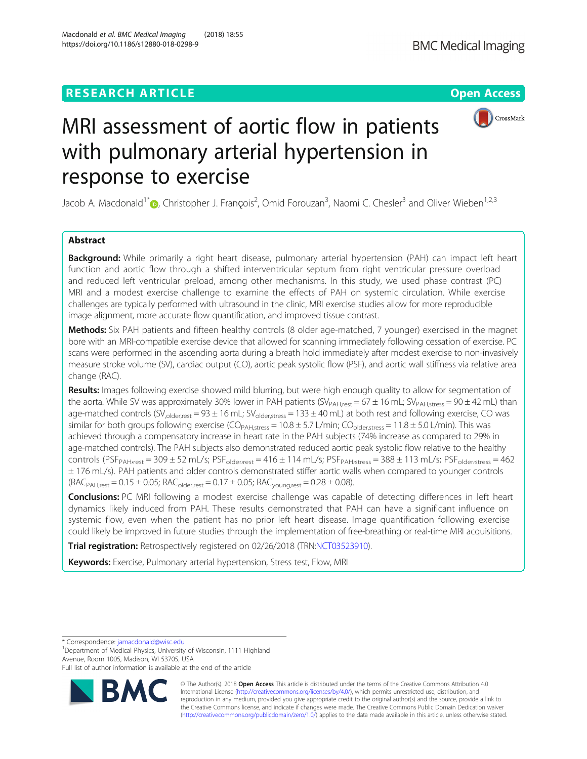RESEARCH ARTICLE

Open Access

# MRI assessment of aortic flow in patients with pulmonary arterial hypertension in response to exercise

Jacob A. Macdonald[1*], Christopher J. François[2], Omid Forouzan[3], Naomi C. Chesler[3] and Oliver Wieben[1,2,3]

## Abstract

**Background:** While primarily a right heart disease, pulmonary arterial hypertension (PAH) can impact left heart function and aortic flow through a shifted interventricular septum from right ventricular pressure overload and reduced left ventricular preload, among other mechanisms. In this study, we used phase contrast (PC) MRI and a modest exercise challenge to examine the effects of PAH on systemic circulation. While exercise challenges are typically performed with ultrasound in the clinic, MRI exercise studies allow for more reproducible image alignment, more accurate flow quantification, and improved tissue contrast.

**Methods:** Six PAH patients and fifteen healthy controls (8 older age-matched, 7 younger) exercised in the magnet bore with an MRI-compatible exercise device that allowed for scanning immediately following cessation of exercise. PC scans were performed in the ascending aorta during a breath hold immediately after modest exercise to non-invasively measure stroke volume (SV), cardiac output (CO), aortic peak systolic flow (PSF), and aortic wall stiffness via relative area change (RAC).

**Results:** Images following exercise showed mild blurring, but were high enough quality to allow for segmentation of the aorta. While SV was approximately 30% lower in PAH patients ($SV_{PAH,rest} = 67 \pm 16$ mL; $SV_{PAH,stress} = 90 \pm 42$ mL) than age-matched controls ($SV_{older,rest} = 93 \pm 16$ mL; $SV_{older,stress} = 133 \pm 40$ mL) at both rest and following exercise, CO was similar for both groups following exercise ($CO_{PAH,stress} = 10.8 \pm 5.7$ L/min; $CO_{older,stress} = 11.8 \pm 5.0$ L/min). This was achieved through a compensatory increase in heart rate in the PAH subjects (74% increase as compared to 29% in age-matched controls). The PAH subjects also demonstrated reduced aortic peak systolic flow relative to the healthy controls ($PSF_{PAH,rest} = 309 \pm 52$ mL/s; $PSF_{older,rest} = 416 \pm 114$ mL/s; $PSF_{PAH,stress} = 388 \pm 113$ mL/s; $PSF_{older,stress} = 462 \pm 176$ mL/s). PAH patients and older controls demonstrated stiffer aortic walls when compared to younger controls ($RAC_{PAH,rest} = 0.15 \pm 0.05$; $RAC_{older,rest} = 0.17 \pm 0.05$; $RAC_{young,rest} = 0.28 \pm 0.08$).

**Conclusions:** PC MRI following a modest exercise challenge was capable of detecting differences in left heart dynamics likely induced from PAH. These results demonstrated that PAH can have a significant influence on systemic flow, even when the patient has no prior left heart disease. Image quantification following exercise could likely be improved in future studies through the implementation of free-breathing or real-time MRI acquisitions.

**Trial registration:** Retrospectively registered on 02/26/2018 (TRN:NCT03523910).

**Keywords:** Exercise, Pulmonary arterial hypertension, Stress test, Flow, MRI

---

* Correspondence: jamacdonald@wisc.edu
[1]Department of Medical Physics, University of Wisconsin, 1111 Highland Avenue, Room 1005, Madison, WI 53705, USA
Full list of author information is available at the end of the article

© The Author(s). 2018 **Open Access** This article is distributed under the terms of the Creative Commons Attribution 4.0 International License (http://creativecommons.org/licenses/by/4.0/), which permits unrestricted use, distribution, and reproduction in any medium, provided you give appropriate credit to the original author(s) and the source, provide a link to the Creative Commons license, and indicate if changes were made. The Creative Commons Public Domain Dedication waiver (http://creativecommons.org/publicdomain/zero/1.0/) applies to the data made available in this article, unless otherwise stated.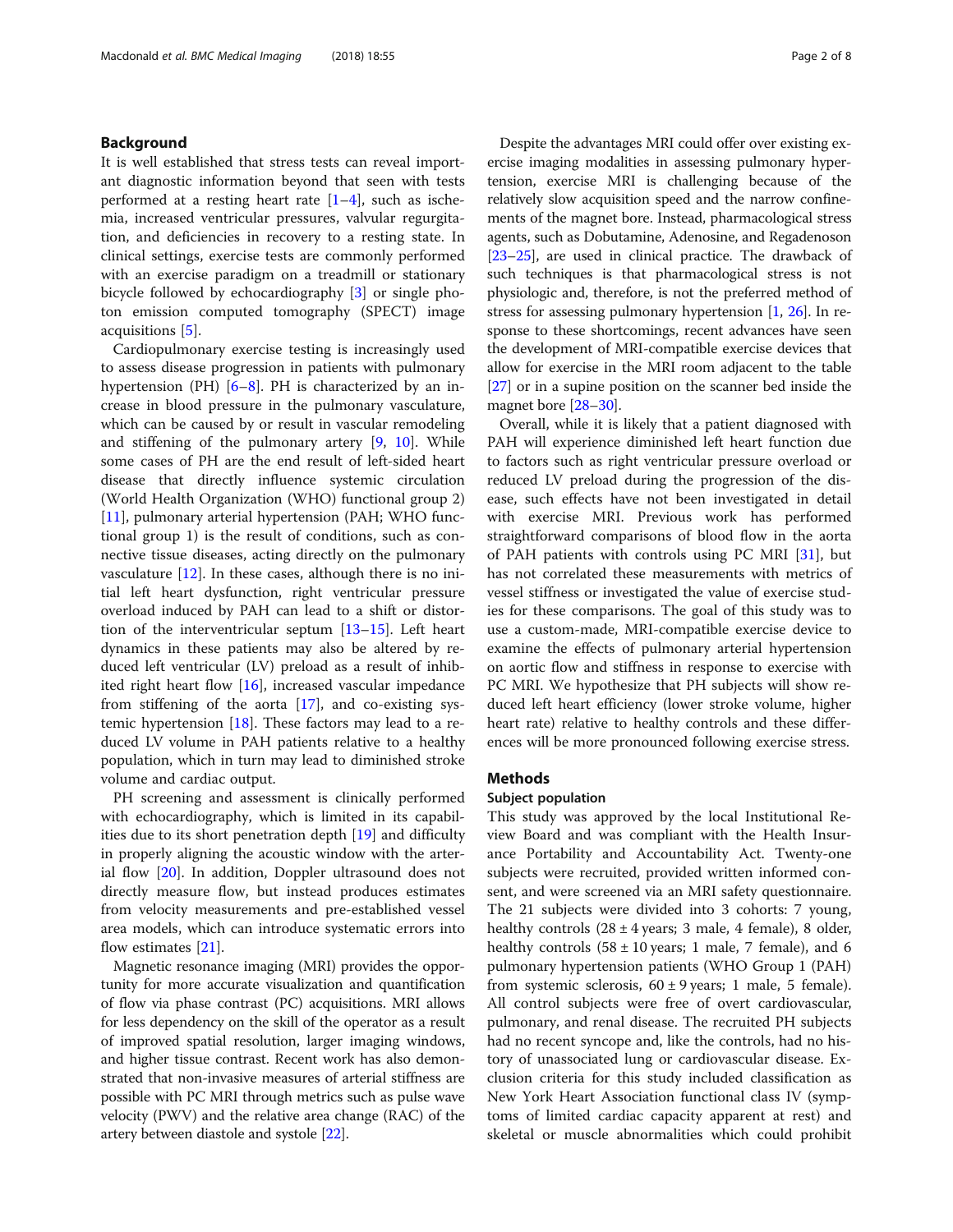## Background

It is well established that stress tests can reveal important diagnostic information beyond that seen with tests performed at a resting heart rate [1–4], such as ischemia, increased ventricular pressures, valvular regurgitation, and deficiencies in recovery to a resting state. In clinical settings, exercise tests are commonly performed with an exercise paradigm on a treadmill or stationary bicycle followed by echocardiography [3] or single photon emission computed tomography (SPECT) image acquisitions [5].

Cardiopulmonary exercise testing is increasingly used to assess disease progression in patients with pulmonary hypertension (PH) [6–8]. PH is characterized by an increase in blood pressure in the pulmonary vasculature, which can be caused by or result in vascular remodeling and stiffening of the pulmonary artery [9, 10]. While some cases of PH are the end result of left-sided heart disease that directly influence systemic circulation (World Health Organization (WHO) functional group 2) [11], pulmonary arterial hypertension (PAH; WHO functional group 1) is the result of conditions, such as connective tissue diseases, acting directly on the pulmonary vasculature [12]. In these cases, although there is no initial left heart dysfunction, right ventricular pressure overload induced by PAH can lead to a shift or distortion of the interventricular septum [13–15]. Left heart dynamics in these patients may also be altered by reduced left ventricular (LV) preload as a result of inhibited right heart flow [16], increased vascular impedance from stiffening of the aorta [17], and co-existing systemic hypertension [18]. These factors may lead to a reduced LV volume in PAH patients relative to a healthy population, which in turn may lead to diminished stroke volume and cardiac output.

PH screening and assessment is clinically performed with echocardiography, which is limited in its capabilities due to its short penetration depth [19] and difficulty in properly aligning the acoustic window with the arterial flow [20]. In addition, Doppler ultrasound does not directly measure flow, but instead produces estimates from velocity measurements and pre-established vessel area models, which can introduce systematic errors into flow estimates [21].

Magnetic resonance imaging (MRI) provides the opportunity for more accurate visualization and quantification of flow via phase contrast (PC) acquisitions. MRI allows for less dependency on the skill of the operator as a result of improved spatial resolution, larger imaging windows, and higher tissue contrast. Recent work has also demonstrated that non-invasive measures of arterial stiffness are possible with PC MRI through metrics such as pulse wave velocity (PWV) and the relative area change (RAC) of the artery between diastole and systole [22].

Despite the advantages MRI could offer over existing exercise imaging modalities in assessing pulmonary hypertension, exercise MRI is challenging because of the relatively slow acquisition speed and the narrow confinements of the magnet bore. Instead, pharmacological stress agents, such as Dobutamine, Adenosine, and Regadenoson [23–25], are used in clinical practice. The drawback of such techniques is that pharmacological stress is not physiologic and, therefore, is not the preferred method of stress for assessing pulmonary hypertension [1, 26]. In response to these shortcomings, recent advances have seen the development of MRI-compatible exercise devices that allow for exercise in the MRI room adjacent to the table [27] or in a supine position on the scanner bed inside the magnet bore [28–30].

Overall, while it is likely that a patient diagnosed with PAH will experience diminished left heart function due to factors such as right ventricular pressure overload or reduced LV preload during the progression of the disease, such effects have not been investigated in detail with exercise MRI. Previous work has performed straightforward comparisons of blood flow in the aorta of PAH patients with controls using PC MRI [31], but has not correlated these measurements with metrics of vessel stiffness or investigated the value of exercise studies for these comparisons. The goal of this study was to use a custom-made, MRI-compatible exercise device to examine the effects of pulmonary arterial hypertension on aortic flow and stiffness in response to exercise with PC MRI. We hypothesize that PH subjects will show reduced left heart efficiency (lower stroke volume, higher heart rate) relative to healthy controls and these differences will be more pronounced following exercise stress.

## Methods

### Subject population

This study was approved by the local Institutional Review Board and was compliant with the Health Insurance Portability and Accountability Act. Twenty-one subjects were recruited, provided written informed consent, and were screened via an MRI safety questionnaire. The 21 subjects were divided into 3 cohorts: 7 young, healthy controls ($28 \pm 4$ years; 3 male, 4 female), 8 older, healthy controls ($58 \pm 10$ years; 1 male, 7 female), and 6 pulmonary hypertension patients (WHO Group 1 (PAH) from systemic sclerosis, $60 \pm 9$ years; 1 male, 5 female). All control subjects were free of overt cardiovascular, pulmonary, and renal disease. The recruited PH subjects had no recent syncope and, like the controls, had no history of unassociated lung or cardiovascular disease. Exclusion criteria for this study included classification as New York Heart Association functional class IV (symptoms of limited cardiac capacity apparent at rest) and skeletal or muscle abnormalities which could prohibit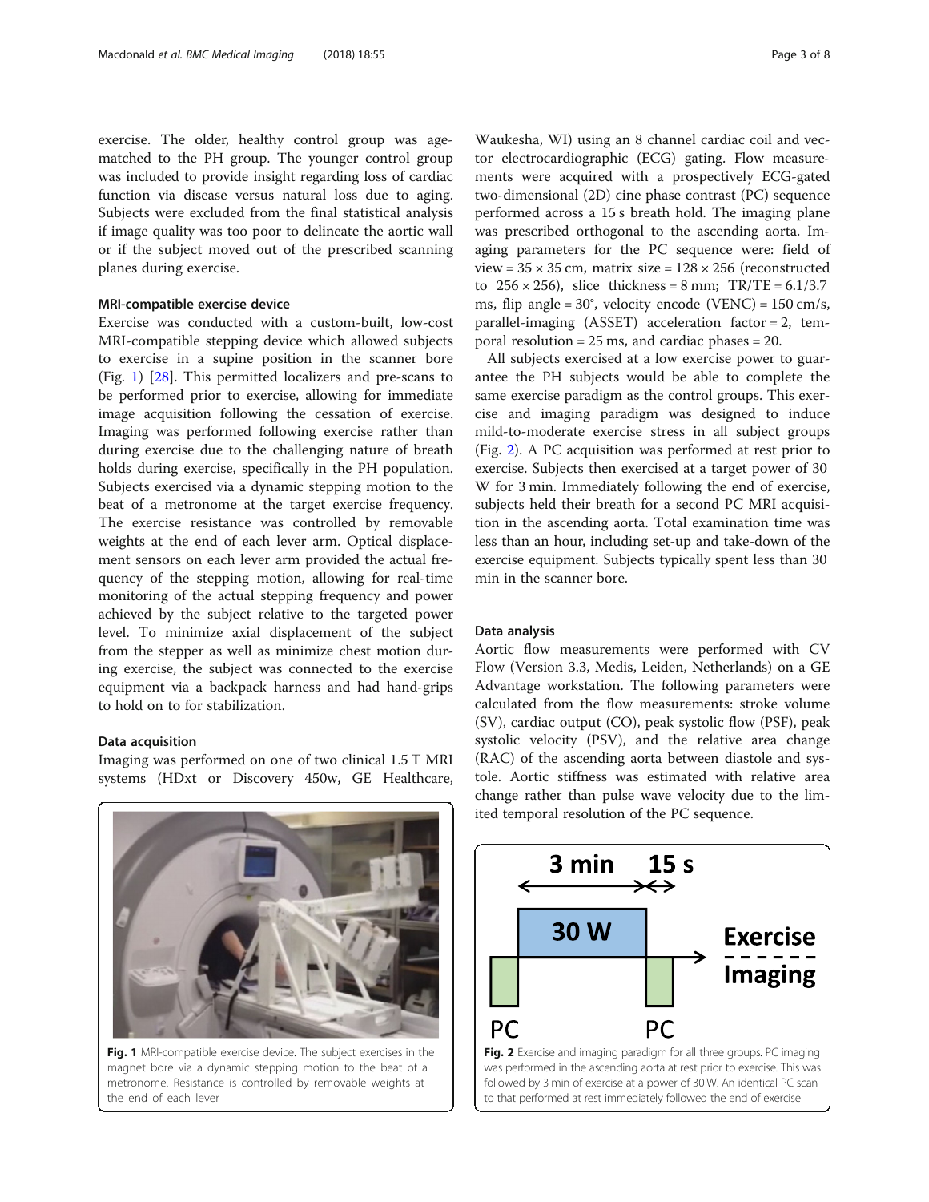exercise. The older, healthy control group was age-matched to the PH group. The younger control group was included to provide insight regarding loss of cardiac function via disease versus natural loss due to aging. Subjects were excluded from the final statistical analysis if image quality was too poor to delineate the aortic wall or if the subject moved out of the prescribed scanning planes during exercise.

### MRI-compatible exercise device

Exercise was conducted with a custom-built, low-cost MRI-compatible stepping device which allowed subjects to exercise in a supine position in the scanner bore (Fig. 1) [28]. This permitted localizers and pre-scans to be performed prior to exercise, allowing for immediate image acquisition following the cessation of exercise. Imaging was performed following exercise rather than during exercise due to the challenging nature of breath holds during exercise, specifically in the PH population. Subjects exercised via a dynamic stepping motion to the beat of a metronome at the target exercise frequency. The exercise resistance was controlled by removable weights at the end of each lever arm. Optical displacement sensors on each lever arm provided the actual frequency of the stepping motion, allowing for real-time monitoring of the actual stepping frequency and power achieved by the subject relative to the targeted power level. To minimize axial displacement of the subject from the stepper as well as minimize chest motion during exercise, the subject was connected to the exercise equipment via a backpack harness and had hand-grips to hold on to for stabilization.

### Data acquisition

Imaging was performed on one of two clinical 1.5 T MRI systems (HDxt or Discovery 450w, GE Healthcare, Waukesha, WI) using an 8 channel cardiac coil and vector electrocardiographic (ECG) gating. Flow measurements were acquired with a prospectively ECG-gated two-dimensional (2D) cine phase contrast (PC) sequence performed across a 15 s breath hold. The imaging plane was prescribed orthogonal to the ascending aorta. Imaging parameters for the PC sequence were: field of view = 35 × 35 cm, matrix size = 128 × 256 (reconstructed to 256 × 256), slice thickness = 8 mm; TR/TE = 6.1/3.7 ms, flip angle = 30°, velocity encode (VENC) = 150 cm/s, parallel-imaging (ASSET) acceleration factor = 2, temporal resolution = 25 ms, and cardiac phases = 20.

All subjects exercised at a low exercise power to guarantee the PH subjects would be able to complete the same exercise paradigm as the control groups. This exercise and imaging paradigm was designed to induce mild-to-moderate exercise stress in all subject groups (Fig. 2). A PC acquisition was performed at rest prior to exercise. Subjects then exercised at a target power of 30 W for 3 min. Immediately following the end of exercise, subjects held their breath for a second PC MRI acquisition in the ascending aorta. Total examination time was less than an hour, including set-up and take-down of the exercise equipment. Subjects typically spent less than 30 min in the scanner bore.

**Fig. 1** MRI-compatible exercise device. The subject exercises in the magnet bore via a dynamic stepping motion to the beat of a metronome. Resistance is controlled by removable weights at the end of each lever

### Data analysis

Aortic flow measurements were performed with CV Flow (Version 3.3, Medis, Leiden, Netherlands) on a GE Advantage workstation. The following parameters were calculated from the flow measurements: stroke volume (SV), cardiac output (CO), peak systolic flow (PSF), peak systolic velocity (PSV), and the relative area change (RAC) of the ascending aorta between diastole and systole. Aortic stiffness was estimated with relative area change rather than pulse wave velocity due to the limited temporal resolution of the PC sequence.

**Fig. 2** Exercise and imaging paradigm for all three groups. PC imaging was performed in the ascending aorta at rest prior to exercise. This was followed by 3 min of exercise at a power of 30 W. An identical PC scan to that performed at rest immediately followed the end of exercise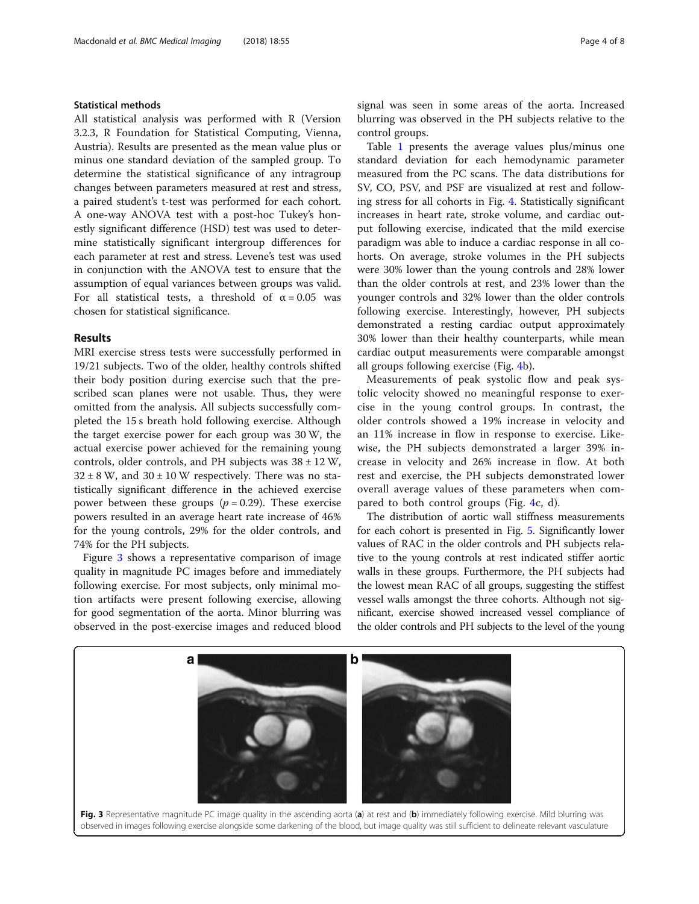### Statistical methods

All statistical analysis was performed with R (Version 3.2.3, R Foundation for Statistical Computing, Vienna, Austria). Results are presented as the mean value plus or minus one standard deviation of the sampled group. To determine the statistical significance of any intragroup changes between parameters measured at rest and stress, a paired student's t-test was performed for each cohort. A one-way ANOVA test with a post-hoc Tukey's honestly significant difference (HSD) test was used to determine statistically significant intergroup differences for each parameter at rest and stress. Levene's test was used in conjunction with the ANOVA test to ensure that the assumption of equal variances between groups was valid. For all statistical tests, a threshold of $\alpha = 0.05$ was chosen for statistical significance.

## Results

MRI exercise stress tests were successfully performed in 19/21 subjects. Two of the older, healthy controls shifted their body position during exercise such that the prescribed scan planes were not usable. Thus, they were omitted from the analysis. All subjects successfully completed the 15 s breath hold following exercise. Although the target exercise power for each group was 30 W, the actual exercise power achieved for the remaining young controls, older controls, and PH subjects was $38 \pm 12$ W, $32 \pm 8$ W, and $30 \pm 10$ W respectively. There was no statistically significant difference in the achieved exercise power between these groups ($p = 0.29$). These exercise powers resulted in an average heart rate increase of 46% for the young controls, 29% for the older controls, and 74% for the PH subjects.

Figure 3 shows a representative comparison of image quality in magnitude PC images before and immediately following exercise. For most subjects, only minimal motion artifacts were present following exercise, allowing for good segmentation of the aorta. Minor blurring was observed in the post-exercise images and reduced blood signal was seen in some areas of the aorta. Increased blurring was observed in the PH subjects relative to the control groups.

Table 1 presents the average values plus/minus one standard deviation for each hemodynamic parameter measured from the PC scans. The data distributions for SV, CO, PSV, and PSF are visualized at rest and following stress for all cohorts in Fig. 4. Statistically significant increases in heart rate, stroke volume, and cardiac output following exercise, indicated that the mild exercise paradigm was able to induce a cardiac response in all cohorts. On average, stroke volumes in the PH subjects were 30% lower than the young controls and 28% lower than the older controls at rest, and 23% lower than the younger controls and 32% lower than the older controls following exercise. Interestingly, however, PH subjects demonstrated a resting cardiac output approximately 30% lower than their healthy counterparts, while mean cardiac output measurements were comparable amongst all groups following exercise (Fig. 4b).

Measurements of peak systolic flow and peak systolic velocity showed no meaningful response to exercise in the young control groups. In contrast, the older controls showed a 19% increase in velocity and an 11% increase in flow in response to exercise. Likewise, the PH subjects demonstrated a larger 39% increase in velocity and 26% increase in flow. At both rest and exercise, the PH subjects demonstrated lower overall average values of these parameters when compared to both control groups (Fig. 4c, d).

The distribution of aortic wall stiffness measurements for each cohort is presented in Fig. 5. Significantly lower values of RAC in the older controls and PH subjects relative to the young controls at rest indicated stiffer aortic walls in these groups. Furthermore, the PH subjects had the lowest mean RAC of all groups, suggesting the stiffest vessel walls amongst the three cohorts. Although not significant, exercise showed increased vessel compliance of the older controls and PH subjects to the level of the young

**Fig. 3** Representative magnitude PC image quality in the ascending aorta (**a**) at rest and (**b**) immediately following exercise. Mild blurring was observed in images following exercise alongside some darkening of the blood, but image quality was still sufficient to delineate relevant vasculature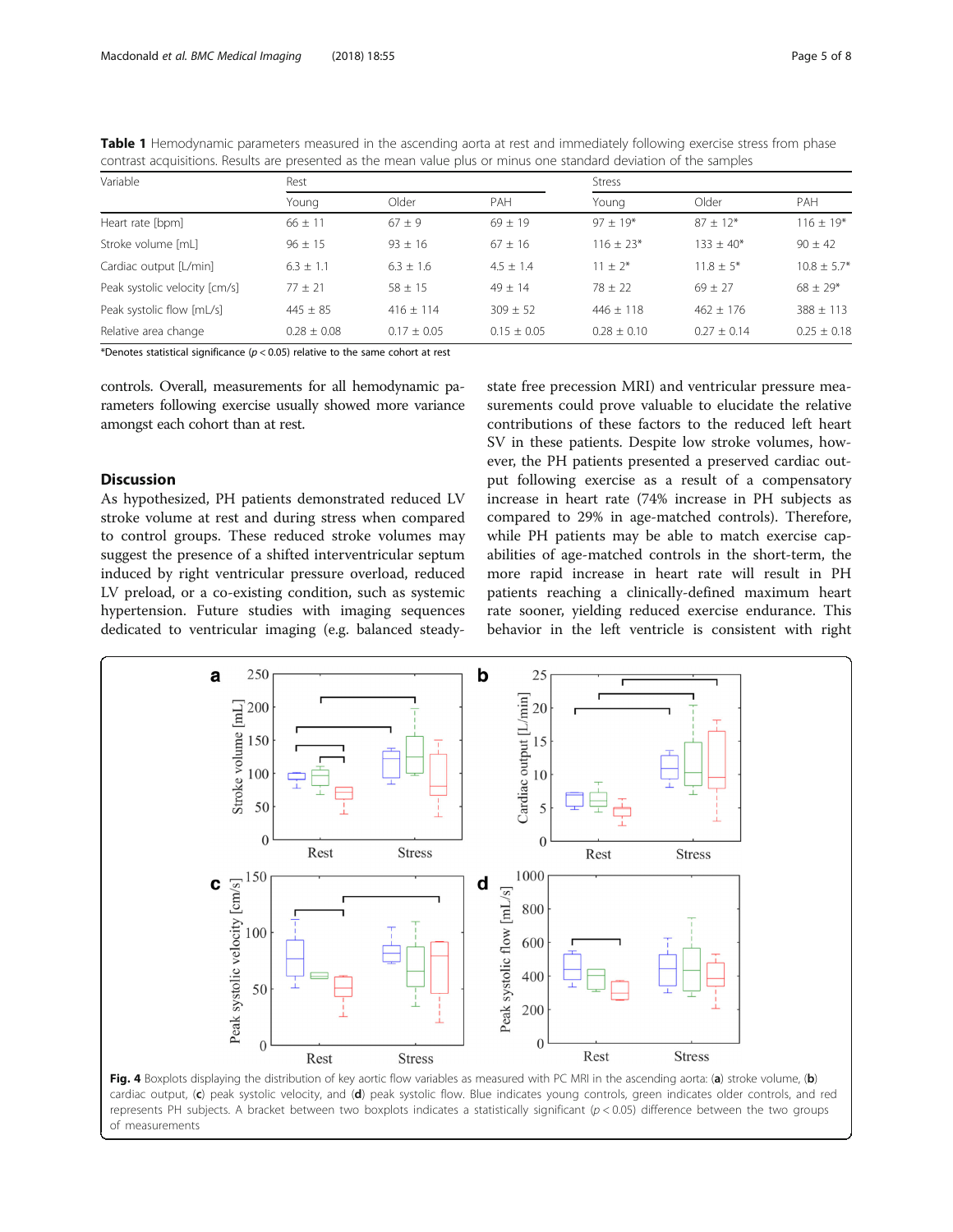**Table 1** Hemodynamic parameters measured in the ascending aorta at rest and immediately following exercise stress from phase contrast acquisitions. Results are presented as the mean value plus or minus one standard deviation of the samples

| Variable | Rest | | | Stress | | |
|---|---|---|---|---|---|---|
| | Young | Older | PAH | Young | Older | PAH |
| Heart rate [bpm] | 66 ± 11 | 67 ± 9 | 69 ± 19 | 97 ± 19* | 87 ± 12* | 116 ± 19* |
| Stroke volume [mL] | 96 ± 15 | 93 ± 16 | 67 ± 16 | 116 ± 23* | 133 ± 40* | 90 ± 42 |
| Cardiac output [L/min] | 6.3 ± 1.1 | 6.3 ± 1.6 | 4.5 ± 1.4 | 11 ± 2* | 11.8 ± 5* | 10.8 ± 5.7* |
| Peak systolic velocity [cm/s] | 77 ± 21 | 58 ± 15 | 49 ± 14 | 78 ± 22 | 69 ± 27 | 68 ± 29* |
| Peak systolic flow [mL/s] | 445 ± 85 | 416 ± 114 | 309 ± 52 | 446 ± 118 | 462 ± 176 | 388 ± 113 |
| Relative area change | 0.28 ± 0.08 | 0.17 ± 0.05 | 0.15 ± 0.05 | 0.28 ± 0.10 | 0.27 ± 0.14 | 0.25 ± 0.18 |

*Denotes statistical significance ($p < 0.05$) relative to the same cohort at rest

controls. Overall, measurements for all hemodynamic parameters following exercise usually showed more variance amongst each cohort than at rest.

## Discussion

As hypothesized, PH patients demonstrated reduced LV stroke volume at rest and during stress when compared to control groups. These reduced stroke volumes may suggest the presence of a shifted interventricular septum induced by right ventricular pressure overload, reduced LV preload, or a co-existing condition, such as systemic hypertension. Future studies with imaging sequences dedicated to ventricular imaging (e.g. balanced steady-state free precession MRI) and ventricular pressure measurements could prove valuable to elucidate the relative contributions of these factors to the reduced left heart SV in these patients. Despite low stroke volumes, however, the PH patients presented a preserved cardiac output following exercise as a result of a compensatory increase in heart rate (74% increase in PH subjects as compared to 29% in age-matched controls). Therefore, while PH patients may be able to match exercise capabilities of age-matched controls in the short-term, the more rapid increase in heart rate will result in PH patients reaching a clinically-defined maximum heart rate sooner, yielding reduced exercise endurance. This behavior in the left ventricle is consistent with right

**Fig. 4** Boxplots displaying the distribution of key aortic flow variables as measured with PC MRI in the ascending aorta: (**a**) stroke volume, (**b**) cardiac output, (**c**) peak systolic velocity, and (**d**) peak systolic flow. Blue indicates young controls, green indicates older controls, and red represents PH subjects. A bracket between two boxplots indicates a statistically significant ($p < 0.05$) difference between the two groups of measurements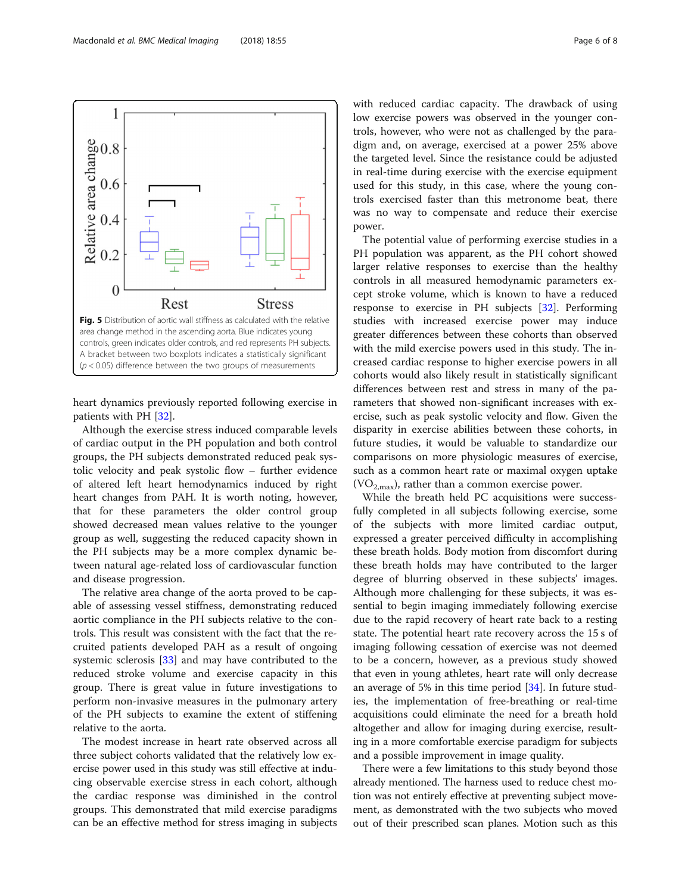Relative area change

1

0.8

0.6

0.4

0.2

0

Rest

Stress

**Fig. 5** Distribution of aortic wall stiffness as calculated with the relative area change method in the ascending aorta. Blue indicates young controls, green indicates older controls, and red represents PH subjects. A bracket between two boxplots indicates a statistically significant ($p < 0.05$) difference between the two groups of measurements

heart dynamics previously reported following exercise in patients with PH [32].

Although the exercise stress induced comparable levels of cardiac output in the PH population and both control groups, the PH subjects demonstrated reduced peak systolic velocity and peak systolic flow – further evidence of altered left heart hemodynamics induced by right heart changes from PAH. It is worth noting, however, that for these parameters the older control group showed decreased mean values relative to the younger group as well, suggesting the reduced capacity shown in the PH subjects may be a more complex dynamic between natural age-related loss of cardiovascular function and disease progression.

The relative area change of the aorta proved to be capable of assessing vessel stiffness, demonstrating reduced aortic compliance in the PH subjects relative to the controls. This result was consistent with the fact that the recruited patients developed PAH as a result of ongoing systemic sclerosis [33] and may have contributed to the reduced stroke volume and exercise capacity in this group. There is great value in future investigations to perform non-invasive measures in the pulmonary artery of the PH subjects to examine the extent of stiffening relative to the aorta.

The modest increase in heart rate observed across all three subject cohorts validated that the relatively low exercise power used in this study was still effective at inducing observable exercise stress in each cohort, although the cardiac response was diminished in the control groups. This demonstrated that mild exercise paradigms can be an effective method for stress imaging in subjects with reduced cardiac capacity. The drawback of using low exercise powers was observed in the younger controls, however, who were not as challenged by the paradigm and, on average, exercised at a power 25% above the targeted level. Since the resistance could be adjusted in real-time during exercise with the exercise equipment used for this study, in this case, where the young controls exercised faster than this metronome beat, there was no way to compensate and reduce their exercise power.

The potential value of performing exercise studies in a PH population was apparent, as the PH cohort showed larger relative responses to exercise than the healthy controls in all measured hemodynamic parameters except stroke volume, which is known to have a reduced response to exercise in PH subjects [32]. Performing studies with increased exercise power may induce greater differences between these cohorts than observed with the mild exercise powers used in this study. The increased cardiac response to higher exercise powers in all cohorts would also likely result in statistically significant differences between rest and stress in many of the parameters that showed non-significant increases with exercise, such as peak systolic velocity and flow. Given the disparity in exercise abilities between these cohorts, in future studies, it would be valuable to standardize our comparisons on more physiologic measures of exercise, such as a common heart rate or maximal oxygen uptake ($VO_{2,max}$), rather than a common exercise power.

While the breath held PC acquisitions were successfully completed in all subjects following exercise, some of the subjects with more limited cardiac output, expressed a greater perceived difficulty in accomplishing these breath holds. Body motion from discomfort during these breath holds may have contributed to the larger degree of blurring observed in these subjects' images. Although more challenging for these subjects, it was essential to begin imaging immediately following exercise due to the rapid recovery of heart rate back to a resting state. The potential heart rate recovery across the 15 s of imaging following cessation of exercise was not deemed to be a concern, however, as a previous study showed that even in young athletes, heart rate will only decrease an average of 5% in this time period [34]. In future studies, the implementation of free-breathing or real-time acquisitions could eliminate the need for a breath hold altogether and allow for imaging during exercise, resulting in a more comfortable exercise paradigm for subjects and a possible improvement in image quality.

There were a few limitations to this study beyond those already mentioned. The harness used to reduce chest motion was not entirely effective at preventing subject movement, as demonstrated with the two subjects who moved out of their prescribed scan planes. Motion such as this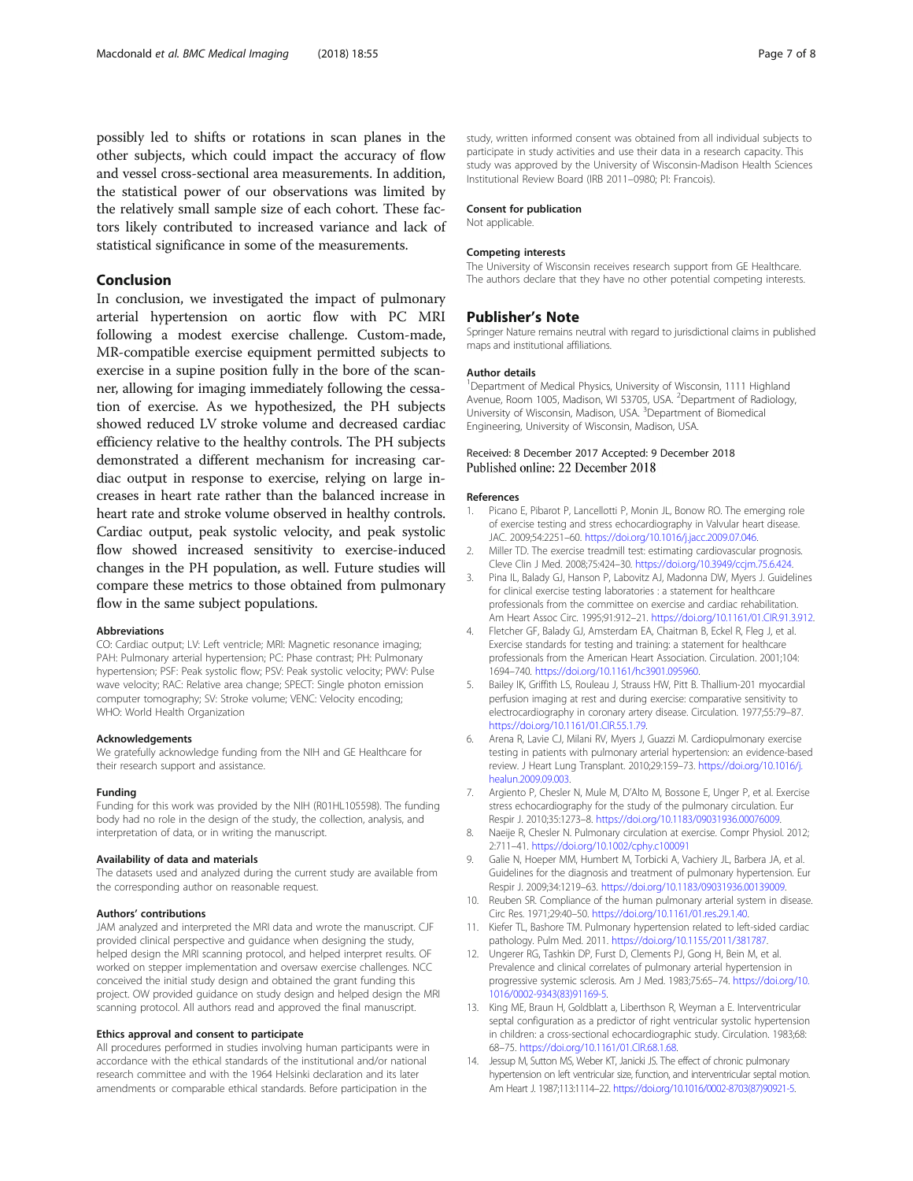possibly led to shifts or rotations in scan planes in the other subjects, which could impact the accuracy of flow and vessel cross-sectional area measurements. In addition, the statistical power of our observations was limited by the relatively small sample size of each cohort. These factors likely contributed to increased variance and lack of statistical significance in some of the measurements.

## Conclusion

In conclusion, we investigated the impact of pulmonary arterial hypertension on aortic flow with PC MRI following a modest exercise challenge. Custom-made, MR-compatible exercise equipment permitted subjects to exercise in a supine position fully in the bore of the scanner, allowing for imaging immediately following the cessation of exercise. As we hypothesized, the PH subjects showed reduced LV stroke volume and decreased cardiac efficiency relative to the healthy controls. The PH subjects demonstrated a different mechanism for increasing cardiac output in response to exercise, relying on large increases in heart rate rather than the balanced increase in heart rate and stroke volume observed in healthy controls. Cardiac output, peak systolic velocity, and peak systolic flow showed increased sensitivity to exercise-induced changes in the PH population, as well. Future studies will compare these metrics to those obtained from pulmonary flow in the same subject populations.

### Abbreviations

CO: Cardiac output; LV: Left ventricle; MRI: Magnetic resonance imaging; PAH: Pulmonary arterial hypertension; PC: Phase contrast; PH: Pulmonary hypertension; PSF: Peak systolic flow; PSV: Peak systolic velocity; PWV: Pulse wave velocity; RAC: Relative area change; SPECT: Single photon emission computer tomography; SV: Stroke volume; VENC: Velocity encoding; WHO: World Health Organization

### Acknowledgements

We gratefully acknowledge funding from the NIH and GE Healthcare for their research support and assistance.

### Funding

Funding for this work was provided by the NIH (R01HL105598). The funding body had no role in the design of the study, the collection, analysis, and interpretation of data, or in writing the manuscript.

### Availability of data and materials

The datasets used and analyzed during the current study are available from the corresponding author on reasonable request.

### Authors' contributions

JAM analyzed and interpreted the MRI data and wrote the manuscript. CJF provided clinical perspective and guidance when designing the study, helped design the MRI scanning protocol, and helped interpret results. OF worked on stepper implementation and oversaw exercise challenges. NCC conceived the initial study design and obtained the grant funding this project. OW provided guidance on study design and helped design the MRI scanning protocol. All authors read and approved the final manuscript.

### Ethics approval and consent to participate

All procedures performed in studies involving human participants were in accordance with the ethical standards of the institutional and/or national research committee and with the 1964 Helsinki declaration and its later amendments or comparable ethical standards. Before participation in the study, written informed consent was obtained from all individual subjects to participate in study activities and use their data in a research capacity. This study was approved by the University of Wisconsin-Madison Health Sciences Institutional Review Board (IRB 2011–0980; PI: Francois).

### Consent for publication

Not applicable.

### Competing interests

The University of Wisconsin receives research support from GE Healthcare. The authors declare that they have no other potential competing interests.

## Publisher's Note

Springer Nature remains neutral with regard to jurisdictional claims in published maps and institutional affiliations.

### Author details

[1]Department of Medical Physics, University of Wisconsin, 1111 Highland Avenue, Room 1005, Madison, WI 53705, USA. [2]Department of Radiology, University of Wisconsin, Madison, USA. [3]Department of Biomedical Engineering, University of Wisconsin, Madison, USA.

Received: 8 December 2017 Accepted: 9 December 2018
Published online: 22 December 2018

### References

1. Picano E, Pibarot P, Lancellotti P, Monin JL, Bonow RO. The emerging role of exercise testing and stress echocardiography in Valvular heart disease. JAC. 2009;54:2251–60. https://doi.org/10.1016/j.jacc.2009.07.046.
2. Miller TD. The exercise treadmill test: estimating cardiovascular prognosis. Cleve Clin J Med. 2008;75:424–30. https://doi.org/10.3949/ccjm.75.6.424.
3. Pina IL, Balady GJ, Hanson P, Labovitz AJ, Madonna DW, Myers J. Guidelines for clinical exercise testing laboratories : a statement for healthcare professionals from the committee on exercise and cardiac rehabilitation. Am Heart Assoc Circ. 1995;91:912–21. https://doi.org/10.1161/01.CIR.91.3.912.
4. Fletcher GF, Balady GJ, Amsterdam EA, Chaitman B, Eckel R, Fleg J, et al. Exercise standards for testing and training: a statement for healthcare professionals from the American Heart Association. Circulation. 2001;104:1694–740. https://doi.org/10.1161/hc3901.095960.
5. Bailey IK, Griffith LS, Rouleau J, Strauss HW, Pitt B. Thallium-201 myocardial perfusion imaging at rest and during exercise: comparative sensitivity to electrocardiography in coronary artery disease. Circulation. 1977;55:79–87. https://doi.org/10.1161/01.CIR.55.1.79.
6. Arena R, Lavie CJ, Milani RV, Myers J, Guazzi M. Cardiopulmonary exercise testing in patients with pulmonary arterial hypertension: an evidence-based review. J Heart Lung Transplant. 2010;29:159–73. https://doi.org/10.1016/j.healun.2009.09.003.
7. Argiento P, Chesler N, Mule M, D'Alto M, Bossone E, Unger P, et al. Exercise stress echocardiography for the study of the pulmonary circulation. Eur Respir J. 2010;35:1273–8. https://doi.org/10.1183/09031936.00076009.
8. Naeije R, Chesler N. Pulmonary circulation at exercise. Compr Physiol. 2012;2:711–41. https://doi.org/10.1002/cphy.c100091
9. Galie N, Hoeper MM, Humbert M, Torbicki A, Vachiery JL, Barbera JA, et al. Guidelines for the diagnosis and treatment of pulmonary hypertension. Eur Respir J. 2009;34:1219–63. https://doi.org/10.1183/09031936.00139009.
10. Reuben SR. Compliance of the human pulmonary arterial system in disease. Circ Res. 1971;29:40–50. https://doi.org/10.1161/01.res.29.1.40.
11. Kiefer TL, Bashore TM. Pulmonary hypertension related to left-sided cardiac pathology. Pulm Med. 2011. https://doi.org/10.1155/2011/381787.
12. Ungerer RG, Tashkin DP, Furst D, Clements PJ, Gong H, Bein M, et al. Prevalence and clinical correlates of pulmonary arterial hypertension in progressive systemic sclerosis. Am J Med. 1983;75:65–74. https://doi.org/10.1016/0002-9343(83)91169-5.
13. King ME, Braun H, Goldblatt a, Liberthson R, Weyman a E. Interventricular septal configuration as a predictor of right ventricular systolic hypertension in children: a cross-sectional echocardiographic study. Circulation. 1983;68:68–75. https://doi.org/10.1161/01.CIR.68.1.68.
14. Jessup M, Sutton MS, Weber KT, Janicki JS. The effect of chronic pulmonary hypertension on left ventricular size, function, and interventricular septal motion. Am Heart J. 1987;113:1114–22. https://doi.org/10.1016/0002-8703(87)90921-5.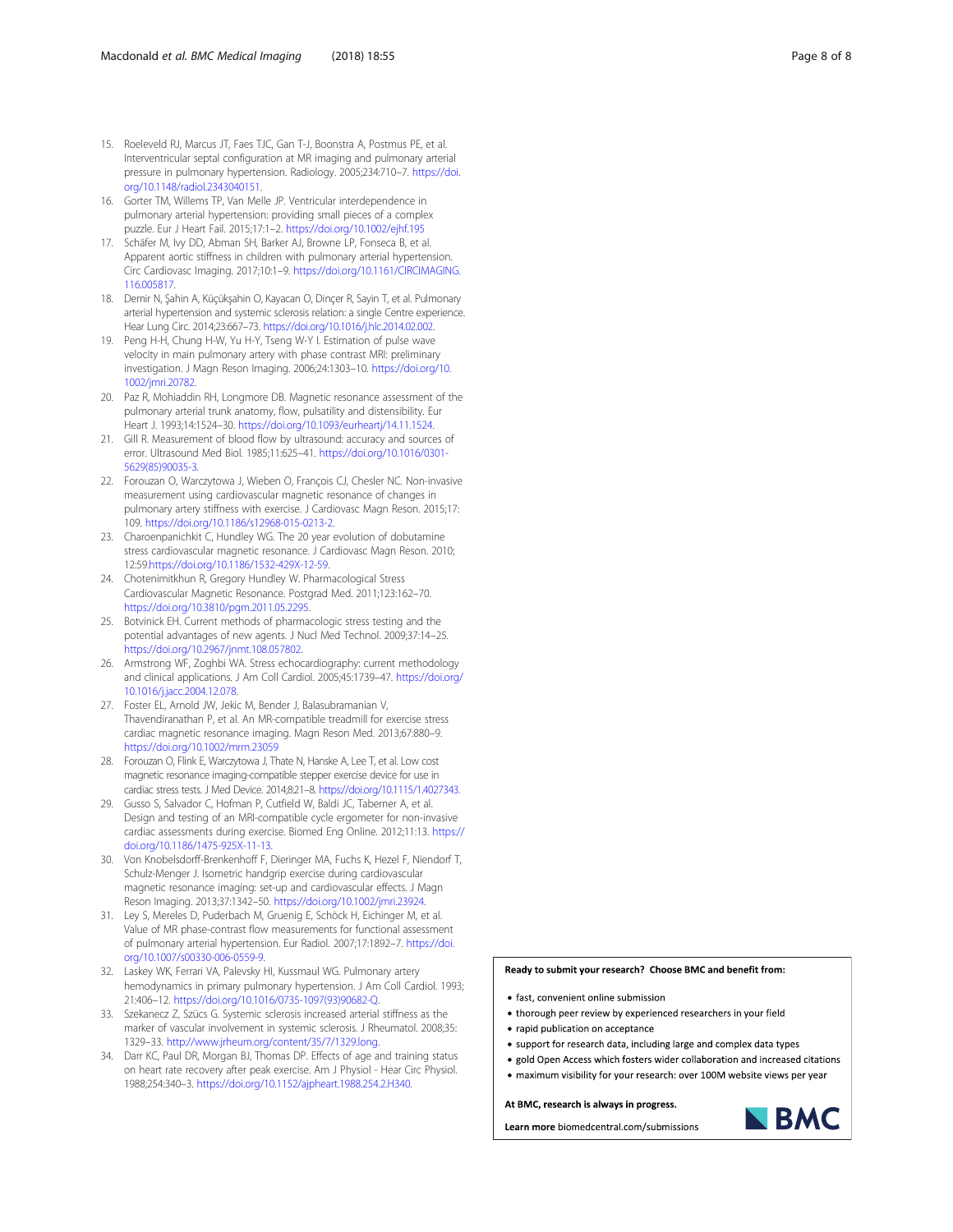15. Roeleveld RJ, Marcus JT, Faes TJC, Gan T-J, Boonstra A, Postmus PE, et al. Interventricular septal configuration at MR imaging and pulmonary arterial pressure in pulmonary hypertension. Radiology. 2005;234:710–7. https://doi.org/10.1148/radiol.2343040151.
16. Gorter TM, Willems TP, Van Melle JP. Ventricular interdependence in pulmonary arterial hypertension: providing small pieces of a complex puzzle. Eur J Heart Fail. 2015;17:1–2. https://doi.org/10.1002/ejhf.195
17. Schäfer M, Ivy DD, Abman SH, Barker AJ, Browne LP, Fonseca B, et al. Apparent aortic stiffness in children with pulmonary arterial hypertension. Circ Cardiovasc Imaging. 2017;10:1–9. https://doi.org/10.1161/CIRCIMAGING.116.005817.
18. Demir N, Şahin A, Küçükşahin O, Kayacan O, Dinçer R, Sayin T, et al. Pulmonary arterial hypertension and systemic sclerosis relation: a single Centre experience. Hear Lung Circ. 2014;23:667–73. https://doi.org/10.1016/j.hlc.2014.02.002.
19. Peng H-H, Chung H-W, Yu H-Y, Tseng W-Y I. Estimation of pulse wave velocity in main pulmonary artery with phase contrast MRI: preliminary investigation. J Magn Reson Imaging. 2006;24:1303–10. https://doi.org/10.1002/jmri.20782.
20. Paz R, Mohiaddin RH, Longmore DB. Magnetic resonance assessment of the pulmonary arterial trunk anatomy, flow, pulsatility and distensibility. Eur Heart J. 1993;14:1524–30. https://doi.org/10.1093/eurheartj/14.11.1524.
21. Gill R. Measurement of blood flow by ultrasound: accuracy and sources of error. Ultrasound Med Biol. 1985;11:625–41. https://doi.org/10.1016/0301-5629(85)90035-3.
22. Forouzan O, Warczytowa J, Wieben O, François CJ, Chesler NC. Non-invasive measurement using cardiovascular magnetic resonance of changes in pulmonary artery stiffness with exercise. J Cardiovasc Magn Reson. 2015;17:109. https://doi.org/10.1186/s12968-015-0213-2.
23. Charoenpanichkit C, Hundley WG. The 20 year evolution of dobutamine stress cardiovascular magnetic resonance. J Cardiovasc Magn Reson. 2010;12:59.https://doi.org/10.1186/1532-429X-12-59.
24. Chotenimitkhun R, Gregory Hundley W. Pharmacological Stress Cardiovascular Magnetic Resonance. Postgrad Med. 2011;123:162–70. https://doi.org/10.3810/pgm.2011.05.2295.
25. Botvinick EH. Current methods of pharmacologic stress testing and the potential advantages of new agents. J Nucl Med Technol. 2009;37:14–25. https://doi.org/10.2967/jnmt.108.057802.
26. Armstrong WF, Zoghbi WA. Stress echocardiography: current methodology and clinical applications. J Am Coll Cardiol. 2005;45:1739–47. https://doi.org/10.1016/j.jacc.2004.12.078.
27. Foster EL, Arnold JW, Jekic M, Bender J, Balasubramanian V, Thavendiranathan P, et al. An MR-compatible treadmill for exercise stress cardiac magnetic resonance imaging. Magn Reson Med. 2013;67:880–9. https://doi.org/10.1002/mrm.23059
28. Forouzan O, Flink E, Warczytowa J, Thate N, Hanske A, Lee T, et al. Low cost magnetic resonance imaging-compatible stepper exercise device for use in cardiac stress tests. J Med Device. 2014;8:21–8. https://doi.org/10.1115/1.4027343.
29. Gusso S, Salvador C, Hofman P, Cutfield W, Baldi JC, Taberner A, et al. Design and testing of an MRI-compatible cycle ergometer for non-invasive cardiac assessments during exercise. Biomed Eng Online. 2012;11:13. https://doi.org/10.1186/1475-925X-11-13.
30. Von Knobelsdorff-Brenkenhoff F, Dieringer MA, Fuchs K, Hezel F, Niendorf T, Schulz-Menger J. Isometric handgrip exercise during cardiovascular magnetic resonance imaging: set-up and cardiovascular effects. J Magn Reson Imaging. 2013;37:1342–50. https://doi.org/10.1002/jmri.23924.
31. Ley S, Mereles D, Puderbach M, Gruenig E, Schöck H, Eichinger M, et al. Value of MR phase-contrast flow measurements for functional assessment of pulmonary arterial hypertension. Eur Radiol. 2007;17:1892–7. https://doi.org/10.1007/s00330-006-0559-9.
32. Laskey WK, Ferrari VA, Palevsky HI, Kussmaul WG. Pulmonary artery hemodynamics in primary pulmonary hypertension. J Am Coll Cardiol. 1993;21:406–12. https://doi.org/10.1016/0735-1097(93)90682-Q.
33. Szekanecz Z, Szücs G. Systemic sclerosis increased arterial stiffness as the marker of vascular involvement in systemic sclerosis. J Rheumatol. 2008;35:1329–33. http://www.jrheum.org/content/35/7/1329.long.
34. Darr KC, Paul DR, Morgan BJ, Thomas DP. Effects of age and training status on heart rate recovery after peak exercise. Am J Physiol - Hear Circ Physiol. 1988;254:340–3. https://doi.org/10.1152/ajpheart.1988.254.2.H340.

**Ready to submit your research? Choose BMC and benefit from:**

- fast, convenient online submission
- thorough peer review by experienced researchers in your field
- rapid publication on acceptance
- support for research data, including large and complex data types
- gold Open Access which fosters wider collaboration and increased citations
- maximum visibility for your research: over 100M website views per year

**At BMC, research is always in progress.**

**Learn more** biomedcentral.com/submissions

BMC